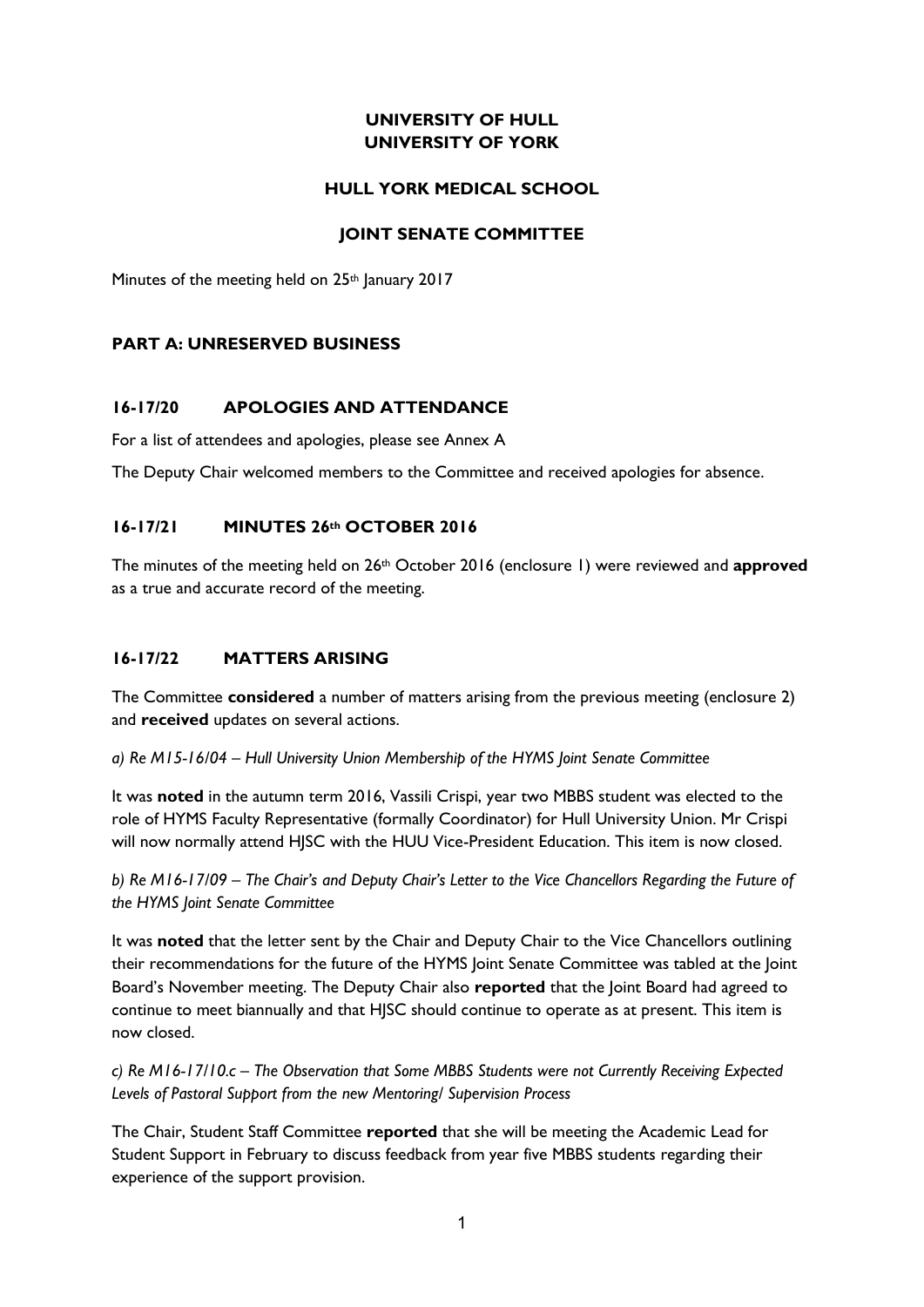**UNIVERSITY OF HULL**
**UNIVERSITY OF YORK**

**HULL YORK MEDICAL SCHOOL**

**JOINT SENATE COMMITTEE**

Minutes of the meeting held on 25th January 2017

## PART A: UNRESERVED BUSINESS

### 16-17/20 APOLOGIES AND ATTENDANCE

For a list of attendees and apologies, please see Annex A

The Deputy Chair welcomed members to the Committee and received apologies for absence.

### 16-17/21 MINUTES 26th OCTOBER 2016

The minutes of the meeting held on 26th October 2016 (enclosure 1) were reviewed and **approved** as a true and accurate record of the meeting.

### 16-17/22 MATTERS ARISING

The Committee **considered** a number of matters arising from the previous meeting (enclosure 2) and **received** updates on several actions.

*a) Re M15-16/04 – Hull University Union Membership of the HYMS Joint Senate Committee*

It was **noted** in the autumn term 2016, Vassili Crispi, year two MBBS student was elected to the role of HYMS Faculty Representative (formally Coordinator) for Hull University Union. Mr Crispi will now normally attend HJSC with the HUU Vice-President Education. This item is now closed.

*b) Re M16-17/09 – The Chair's and Deputy Chair's Letter to the Vice Chancellors Regarding the Future of the HYMS Joint Senate Committee*

It was **noted** that the letter sent by the Chair and Deputy Chair to the Vice Chancellors outlining their recommendations for the future of the HYMS Joint Senate Committee was tabled at the Joint Board's November meeting. The Deputy Chair also **reported** that the Joint Board had agreed to continue to meet biannually and that HJSC should continue to operate as at present. This item is now closed.

*c) Re M16-17/10.c – The Observation that Some MBBS Students were not Currently Receiving Expected Levels of Pastoral Support from the new Mentoring/ Supervision Process*

The Chair, Student Staff Committee **reported** that she will be meeting the Academic Lead for Student Support in February to discuss feedback from year five MBBS students regarding their experience of the support provision.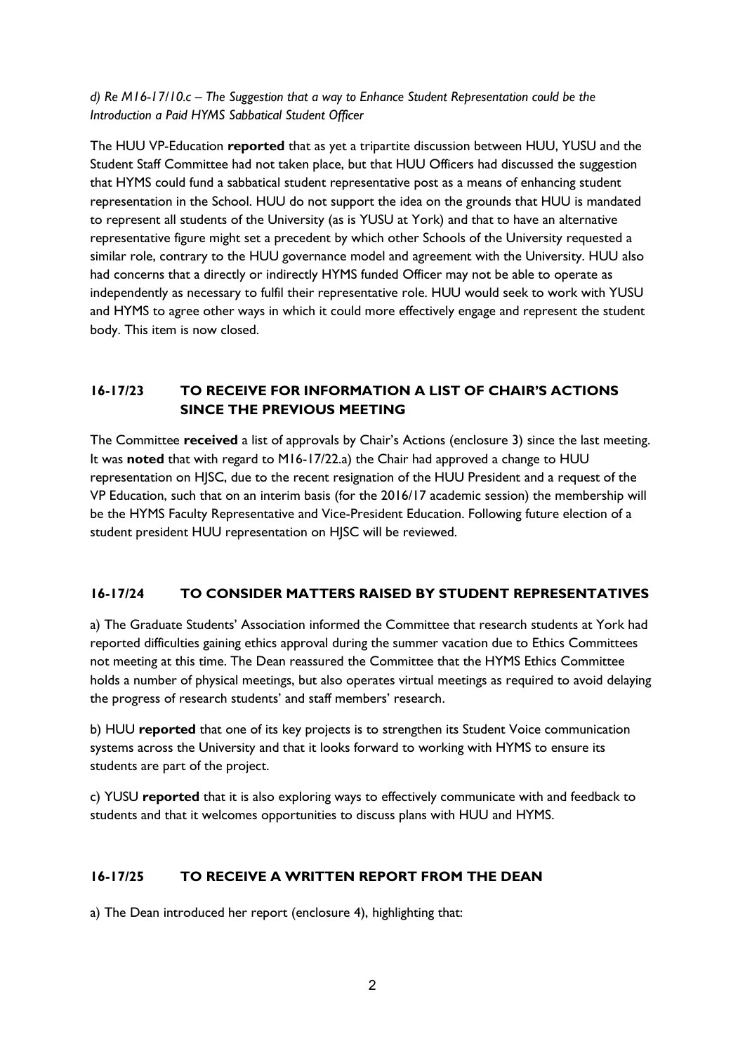*d) Re M16-17/10.c – The Suggestion that a way to Enhance Student Representation could be the Introduction a Paid HYMS Sabbatical Student Officer*

The HUU VP-Education **reported** that as yet a tripartite discussion between HUU, YUSU and the Student Staff Committee had not taken place, but that HUU Officers had discussed the suggestion that HYMS could fund a sabbatical student representative post as a means of enhancing student representation in the School. HUU do not support the idea on the grounds that HUU is mandated to represent all students of the University (as is YUSU at York) and that to have an alternative representative figure might set a precedent by which other Schools of the University requested a similar role, contrary to the HUU governance model and agreement with the University. HUU also had concerns that a directly or indirectly HYMS funded Officer may not be able to operate as independently as necessary to fulfil their representative role. HUU would seek to work with YUSU and HYMS to agree other ways in which it could more effectively engage and represent the student body. This item is now closed.

## 16-17/23 TO RECEIVE FOR INFORMATION A LIST OF CHAIR'S ACTIONS SINCE THE PREVIOUS MEETING

The Committee **received** a list of approvals by Chair's Actions (enclosure 3) since the last meeting. It was **noted** that with regard to M16-17/22.a) the Chair had approved a change to HUU representation on HJSC, due to the recent resignation of the HUU President and a request of the VP Education, such that on an interim basis (for the 2016/17 academic session) the membership will be the HYMS Faculty Representative and Vice-President Education. Following future election of a student president HUU representation on HJSC will be reviewed.

## 16-17/24 TO CONSIDER MATTERS RAISED BY STUDENT REPRESENTATIVES

a) The Graduate Students' Association informed the Committee that research students at York had reported difficulties gaining ethics approval during the summer vacation due to Ethics Committees not meeting at this time. The Dean reassured the Committee that the HYMS Ethics Committee holds a number of physical meetings, but also operates virtual meetings as required to avoid delaying the progress of research students' and staff members' research.

b) HUU **reported** that one of its key projects is to strengthen its Student Voice communication systems across the University and that it looks forward to working with HYMS to ensure its students are part of the project.

c) YUSU **reported** that it is also exploring ways to effectively communicate with and feedback to students and that it welcomes opportunities to discuss plans with HUU and HYMS.

## 16-17/25 TO RECEIVE A WRITTEN REPORT FROM THE DEAN

a) The Dean introduced her report (enclosure 4), highlighting that: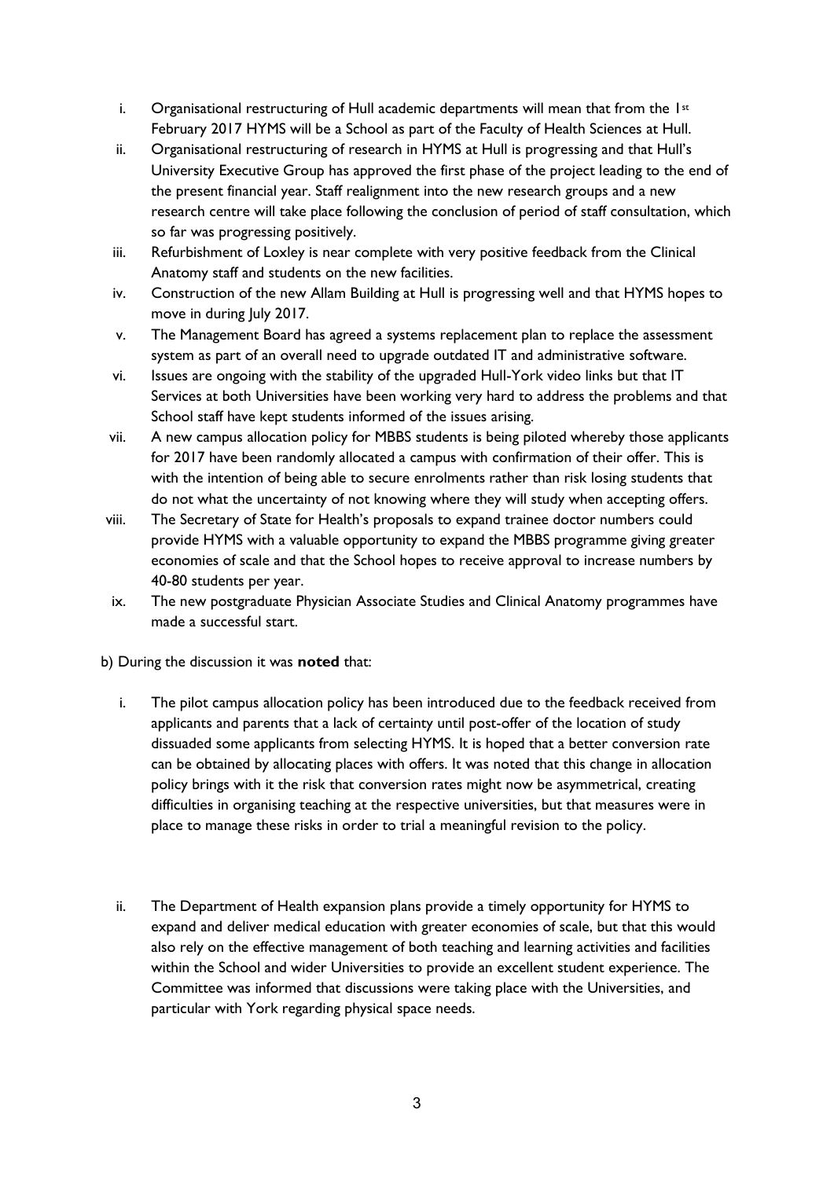i. Organisational restructuring of Hull academic departments will mean that from the 1st February 2017 HYMS will be a School as part of the Faculty of Health Sciences at Hull.
ii. Organisational restructuring of research in HYMS at Hull is progressing and that Hull's University Executive Group has approved the first phase of the project leading to the end of the present financial year. Staff realignment into the new research groups and a new research centre will take place following the conclusion of period of staff consultation, which so far was progressing positively.
iii. Refurbishment of Loxley is near complete with very positive feedback from the Clinical Anatomy staff and students on the new facilities.
iv. Construction of the new Allam Building at Hull is progressing well and that HYMS hopes to move in during July 2017.
v. The Management Board has agreed a systems replacement plan to replace the assessment system as part of an overall need to upgrade outdated IT and administrative software.
vi. Issues are ongoing with the stability of the upgraded Hull-York video links but that IT Services at both Universities have been working very hard to address the problems and that School staff have kept students informed of the issues arising.
vii. A new campus allocation policy for MBBS students is being piloted whereby those applicants for 2017 have been randomly allocated a campus with confirmation of their offer. This is with the intention of being able to secure enrolments rather than risk losing students that do not what the uncertainty of not knowing where they will study when accepting offers.
viii. The Secretary of State for Health's proposals to expand trainee doctor numbers could provide HYMS with a valuable opportunity to expand the MBBS programme giving greater economies of scale and that the School hopes to receive approval to increase numbers by 40-80 students per year.
ix. The new postgraduate Physician Associate Studies and Clinical Anatomy programmes have made a successful start.

b) During the discussion it was **noted** that:

i. The pilot campus allocation policy has been introduced due to the feedback received from applicants and parents that a lack of certainty until post-offer of the location of study dissuaded some applicants from selecting HYMS. It is hoped that a better conversion rate can be obtained by allocating places with offers. It was noted that this change in allocation policy brings with it the risk that conversion rates might now be asymmetrical, creating difficulties in organising teaching at the respective universities, but that measures were in place to manage these risks in order to trial a meaningful revision to the policy.

ii. The Department of Health expansion plans provide a timely opportunity for HYMS to expand and deliver medical education with greater economies of scale, but that this would also rely on the effective management of both teaching and learning activities and facilities within the School and wider Universities to provide an excellent student experience. The Committee was informed that discussions were taking place with the Universities, and particular with York regarding physical space needs.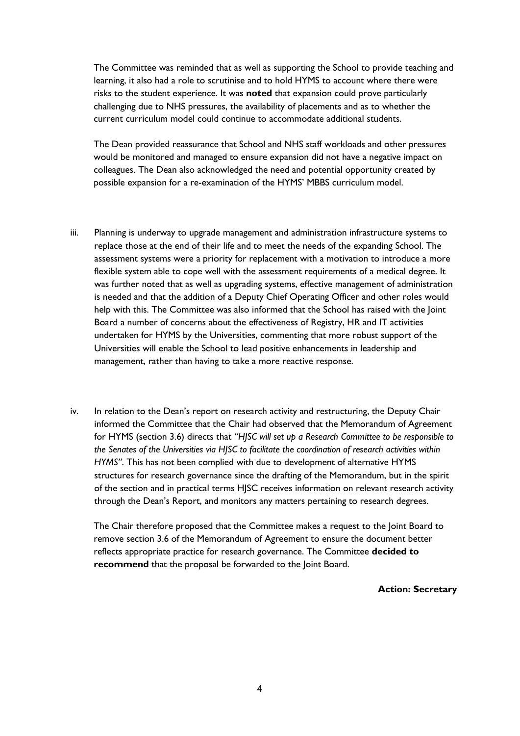The Committee was reminded that as well as supporting the School to provide teaching and learning, it also had a role to scrutinise and to hold HYMS to account where there were risks to the student experience. It was **noted** that expansion could prove particularly challenging due to NHS pressures, the availability of placements and as to whether the current curriculum model could continue to accommodate additional students.

The Dean provided reassurance that School and NHS staff workloads and other pressures would be monitored and managed to ensure expansion did not have a negative impact on colleagues. The Dean also acknowledged the need and potential opportunity created by possible expansion for a re-examination of the HYMS' MBBS curriculum model.

iii. Planning is underway to upgrade management and administration infrastructure systems to replace those at the end of their life and to meet the needs of the expanding School. The assessment systems were a priority for replacement with a motivation to introduce a more flexible system able to cope well with the assessment requirements of a medical degree. It was further noted that as well as upgrading systems, effective management of administration is needed and that the addition of a Deputy Chief Operating Officer and other roles would help with this. The Committee was also informed that the School has raised with the Joint Board a number of concerns about the effectiveness of Registry, HR and IT activities undertaken for HYMS by the Universities, commenting that more robust support of the Universities will enable the School to lead positive enhancements in leadership and management, rather than having to take a more reactive response.

iv. In relation to the Dean's report on research activity and restructuring, the Deputy Chair informed the Committee that the Chair had observed that the Memorandum of Agreement for HYMS (section 3.6) directs that *"HJSC will set up a Research Committee to be responsible to the Senates of the Universities via HJSC to facilitate the coordination of research activities within HYMS"*. This has not been complied with due to development of alternative HYMS structures for research governance since the drafting of the Memorandum, but in the spirit of the section and in practical terms HJSC receives information on relevant research activity through the Dean's Report, and monitors any matters pertaining to research degrees.

The Chair therefore proposed that the Committee makes a request to the Joint Board to remove section 3.6 of the Memorandum of Agreement to ensure the document better reflects appropriate practice for research governance. The Committee **decided to recommend** that the proposal be forwarded to the Joint Board.

**Action: Secretary**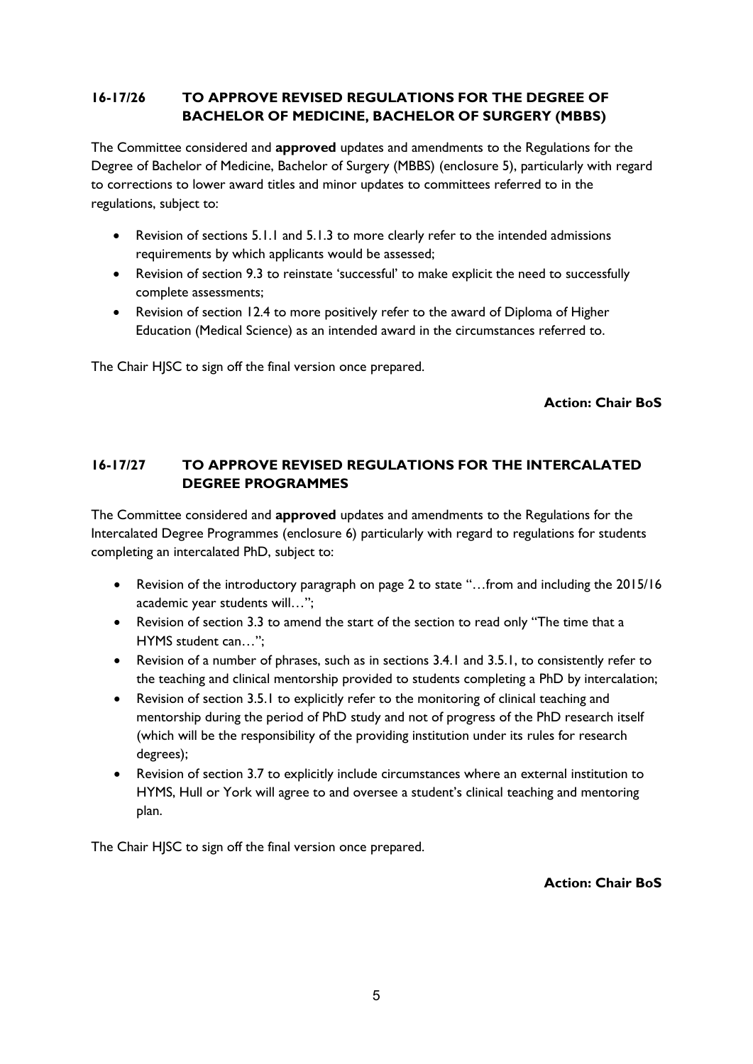## 16-17/26 TO APPROVE REVISED REGULATIONS FOR THE DEGREE OF BACHELOR OF MEDICINE, BACHELOR OF SURGERY (MBBS)

The Committee considered and **approved** updates and amendments to the Regulations for the Degree of Bachelor of Medicine, Bachelor of Surgery (MBBS) (enclosure 5), particularly with regard to corrections to lower award titles and minor updates to committees referred to in the regulations, subject to:

- Revision of sections 5.1.1 and 5.1.3 to more clearly refer to the intended admissions requirements by which applicants would be assessed;
- Revision of section 9.3 to reinstate 'successful' to make explicit the need to successfully complete assessments;
- Revision of section 12.4 to more positively refer to the award of Diploma of Higher Education (Medical Science) as an intended award in the circumstances referred to.

The Chair HJSC to sign off the final version once prepared.

**Action: Chair BoS**

## 16-17/27 TO APPROVE REVISED REGULATIONS FOR THE INTERCALATED DEGREE PROGRAMMES

The Committee considered and **approved** updates and amendments to the Regulations for the Intercalated Degree Programmes (enclosure 6) particularly with regard to regulations for students completing an intercalated PhD, subject to:

- Revision of the introductory paragraph on page 2 to state "…from and including the 2015/16 academic year students will…";
- Revision of section 3.3 to amend the start of the section to read only "The time that a HYMS student can…";
- Revision of a number of phrases, such as in sections 3.4.1 and 3.5.1, to consistently refer to the teaching and clinical mentorship provided to students completing a PhD by intercalation;
- Revision of section 3.5.1 to explicitly refer to the monitoring of clinical teaching and mentorship during the period of PhD study and not of progress of the PhD research itself (which will be the responsibility of the providing institution under its rules for research degrees);
- Revision of section 3.7 to explicitly include circumstances where an external institution to HYMS, Hull or York will agree to and oversee a student's clinical teaching and mentoring plan.

The Chair HJSC to sign off the final version once prepared.

**Action: Chair BoS**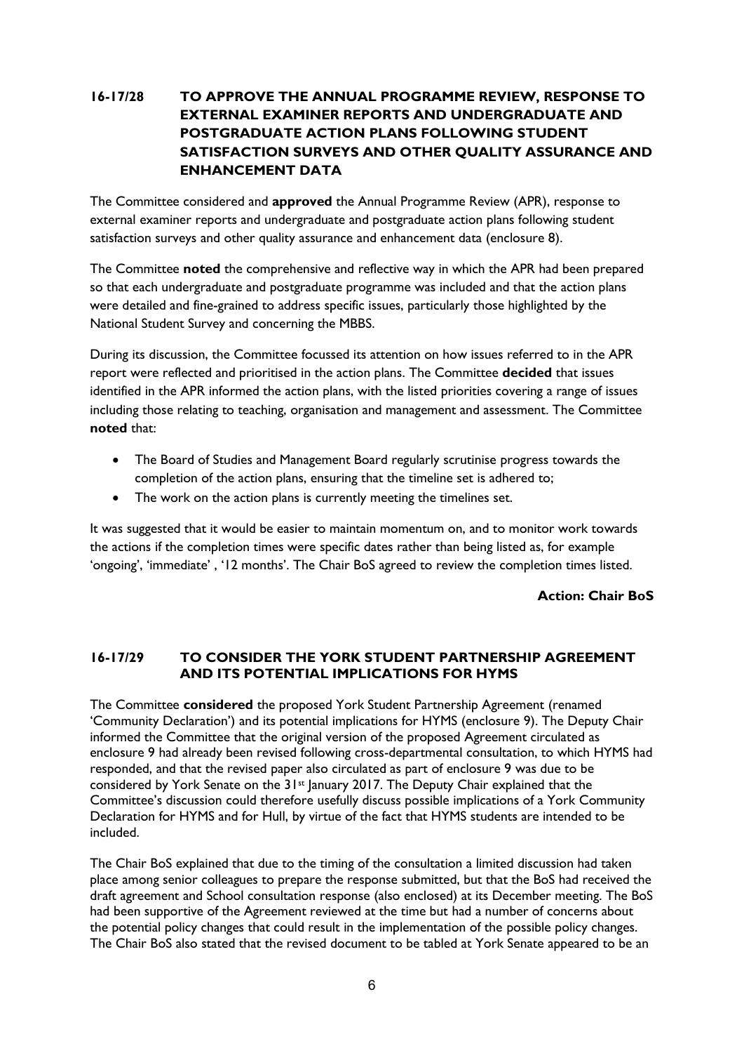## 16-17/28 TO APPROVE THE ANNUAL PROGRAMME REVIEW, RESPONSE TO EXTERNAL EXAMINER REPORTS AND UNDERGRADUATE AND POSTGRADUATE ACTION PLANS FOLLOWING STUDENT SATISFACTION SURVEYS AND OTHER QUALITY ASSURANCE AND ENHANCEMENT DATA

The Committee considered and **approved** the Annual Programme Review (APR), response to external examiner reports and undergraduate and postgraduate action plans following student satisfaction surveys and other quality assurance and enhancement data (enclosure 8).

The Committee **noted** the comprehensive and reflective way in which the APR had been prepared so that each undergraduate and postgraduate programme was included and that the action plans were detailed and fine-grained to address specific issues, particularly those highlighted by the National Student Survey and concerning the MBBS.

During its discussion, the Committee focussed its attention on how issues referred to in the APR report were reflected and prioritised in the action plans. The Committee **decided** that issues identified in the APR informed the action plans, with the listed priorities covering a range of issues including those relating to teaching, organisation and management and assessment. The Committee **noted** that:

- The Board of Studies and Management Board regularly scrutinise progress towards the completion of the action plans, ensuring that the timeline set is adhered to;
- The work on the action plans is currently meeting the timelines set.

It was suggested that it would be easier to maintain momentum on, and to monitor work towards the actions if the completion times were specific dates rather than being listed as, for example 'ongoing', 'immediate' , '12 months'. The Chair BoS agreed to review the completion times listed.

**Action: Chair BoS**

## 16-17/29 TO CONSIDER THE YORK STUDENT PARTNERSHIP AGREEMENT AND ITS POTENTIAL IMPLICATIONS FOR HYMS

The Committee **considered** the proposed York Student Partnership Agreement (renamed 'Community Declaration') and its potential implications for HYMS (enclosure 9). The Deputy Chair informed the Committee that the original version of the proposed Agreement circulated as enclosure 9 had already been revised following cross-departmental consultation, to which HYMS had responded, and that the revised paper also circulated as part of enclosure 9 was due to be considered by York Senate on the 31st January 2017. The Deputy Chair explained that the Committee's discussion could therefore usefully discuss possible implications of a York Community Declaration for HYMS and for Hull, by virtue of the fact that HYMS students are intended to be included.

The Chair BoS explained that due to the timing of the consultation a limited discussion had taken place among senior colleagues to prepare the response submitted, but that the BoS had received the draft agreement and School consultation response (also enclosed) at its December meeting. The BoS had been supportive of the Agreement reviewed at the time but had a number of concerns about the potential policy changes that could result in the implementation of the possible policy changes. The Chair BoS also stated that the revised document to be tabled at York Senate appeared to be an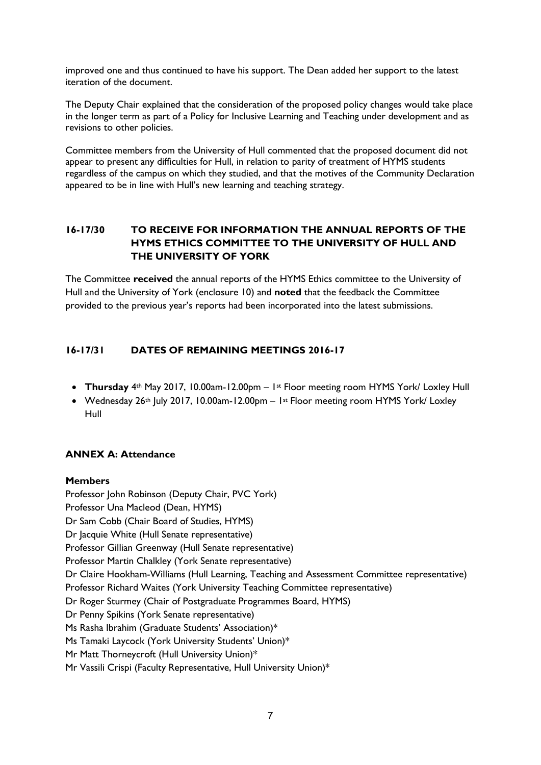improved one and thus continued to have his support. The Dean added her support to the latest iteration of the document.

The Deputy Chair explained that the consideration of the proposed policy changes would take place in the longer term as part of a Policy for Inclusive Learning and Teaching under development and as revisions to other policies.

Committee members from the University of Hull commented that the proposed document did not appear to present any difficulties for Hull, in relation to parity of treatment of HYMS students regardless of the campus on which they studied, and that the motives of the Community Declaration appeared to be in line with Hull's new learning and teaching strategy.

## 16-17/30 TO RECEIVE FOR INFORMATION THE ANNUAL REPORTS OF THE HYMS ETHICS COMMITTEE TO THE UNIVERSITY OF HULL AND THE UNIVERSITY OF YORK

The Committee **received** the annual reports of the HYMS Ethics committee to the University of Hull and the University of York (enclosure 10) and **noted** that the feedback the Committee provided to the previous year's reports had been incorporated into the latest submissions.

## 16-17/31 DATES OF REMAINING MEETINGS 2016-17

- **Thursday** 4th May 2017, 10.00am-12.00pm – 1st Floor meeting room HYMS York/ Loxley Hull
- Wednesday 26th July 2017, 10.00am-12.00pm – 1st Floor meeting room HYMS York/ Loxley Hull

### ANNEX A: Attendance

**Members**

Professor John Robinson (Deputy Chair, PVC York)
Professor Una Macleod (Dean, HYMS)
Dr Sam Cobb (Chair Board of Studies, HYMS)
Dr Jacquie White (Hull Senate representative)
Professor Gillian Greenway (Hull Senate representative)
Professor Martin Chalkley (York Senate representative)
Dr Claire Hookham-Williams (Hull Learning, Teaching and Assessment Committee representative)
Professor Richard Waites (York University Teaching Committee representative)
Dr Roger Sturmey (Chair of Postgraduate Programmes Board, HYMS)
Dr Penny Spikins (York Senate representative)
Ms Rasha Ibrahim (Graduate Students' Association)*
Ms Tamaki Laycock (York University Students' Union)*
Mr Matt Thorneycroft (Hull University Union)*
Mr Vassili Crispi (Faculty Representative, Hull University Union)*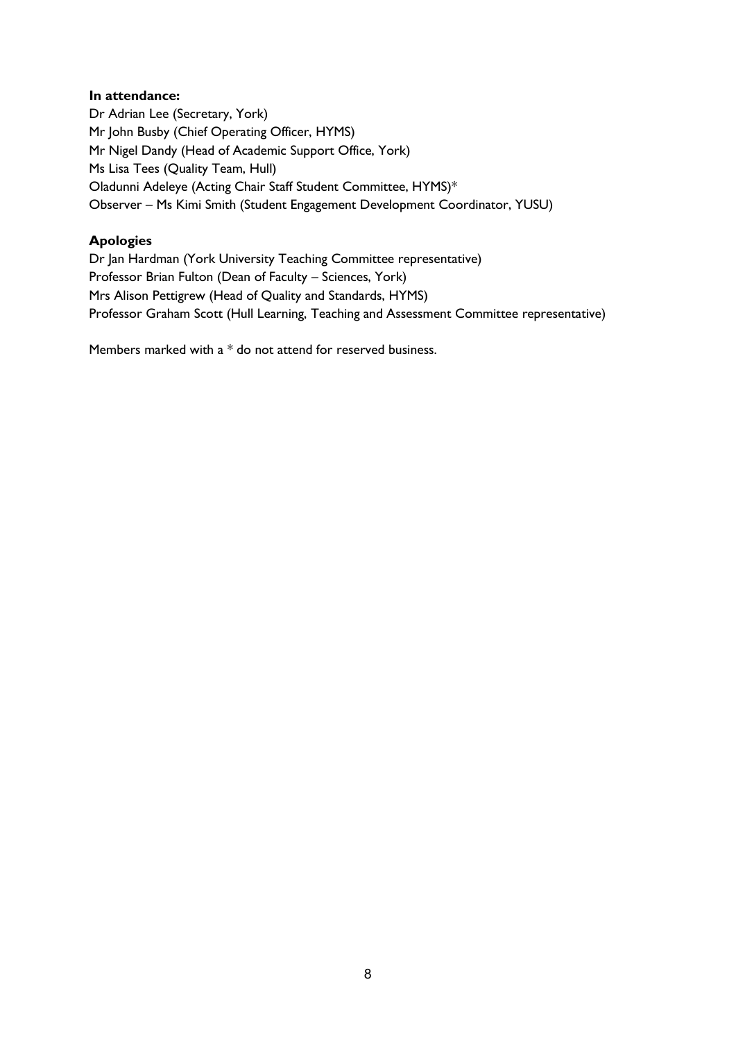**In attendance:**

Dr Adrian Lee (Secretary, York)
Mr John Busby (Chief Operating Officer, HYMS)
Mr Nigel Dandy (Head of Academic Support Office, York)
Ms Lisa Tees (Quality Team, Hull)
Oladunni Adeleye (Acting Chair Staff Student Committee, HYMS)*
Observer – Ms Kimi Smith (Student Engagement Development Coordinator, YUSU)

**Apologies**

Dr Jan Hardman (York University Teaching Committee representative)
Professor Brian Fulton (Dean of Faculty – Sciences, York)
Mrs Alison Pettigrew (Head of Quality and Standards, HYMS)
Professor Graham Scott (Hull Learning, Teaching and Assessment Committee representative)

Members marked with a * do not attend for reserved business.